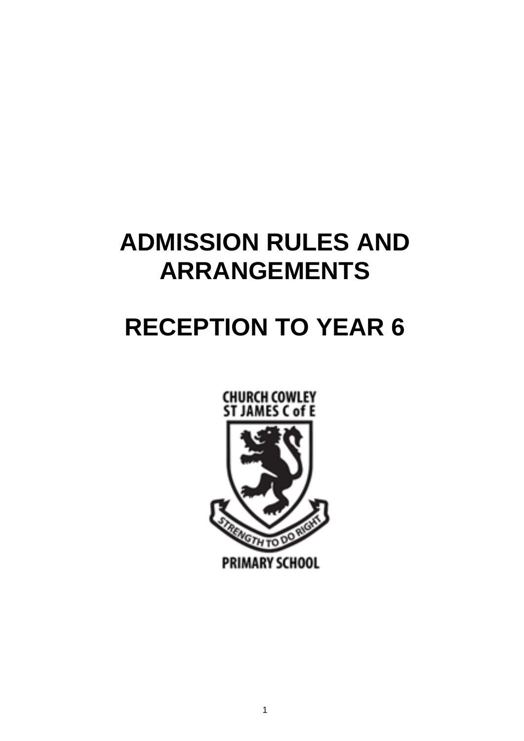# ADMISSION RULES AND ARRANGEMENTS

# RECEPTION TO YEAR 6

CHURCH COWLEY
ST JAMES C of E

STRENGTH TO DO RIGHT

PRIMARY SCHOOL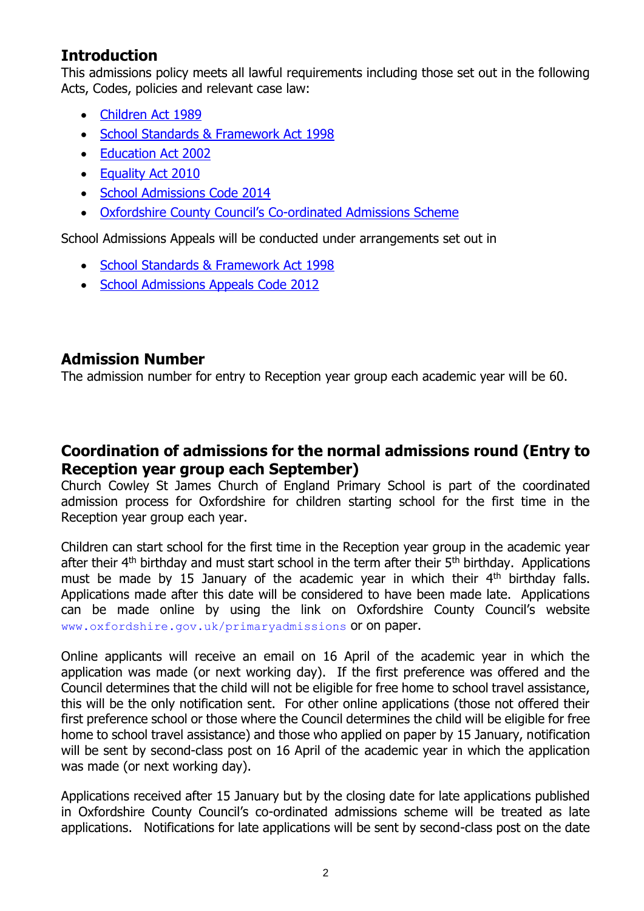## Introduction

This admissions policy meets all lawful requirements including those set out in the following Acts, Codes, policies and relevant case law:

- Children Act 1989
- School Standards & Framework Act 1998
- Education Act 2002
- Equality Act 2010
- School Admissions Code 2014
- Oxfordshire County Council's Co-ordinated Admissions Scheme

School Admissions Appeals will be conducted under arrangements set out in

- School Standards & Framework Act 1998
- School Admissions Appeals Code 2012

## Admission Number

The admission number for entry to Reception year group each academic year will be 60.

## Coordination of admissions for the normal admissions round (Entry to Reception year group each September)

Church Cowley St James Church of England Primary School is part of the coordinated admission process for Oxfordshire for children starting school for the first time in the Reception year group each year.

Children can start school for the first time in the Reception year group in the academic year after their 4th birthday and must start school in the term after their 5th birthday. Applications must be made by 15 January of the academic year in which their 4th birthday falls. Applications made after this date will be considered to have been made late. Applications can be made online by using the link on Oxfordshire County Council's website www.oxfordshire.gov.uk/primaryadmissions or on paper.

Online applicants will receive an email on 16 April of the academic year in which the application was made (or next working day). If the first preference was offered and the Council determines that the child will not be eligible for free home to school travel assistance, this will be the only notification sent. For other online applications (those not offered their first preference school or those where the Council determines the child will be eligible for free home to school travel assistance) and those who applied on paper by 15 January, notification will be sent by second-class post on 16 April of the academic year in which the application was made (or next working day).

Applications received after 15 January but by the closing date for late applications published in Oxfordshire County Council's co-ordinated admissions scheme will be treated as late applications. Notifications for late applications will be sent by second-class post on the date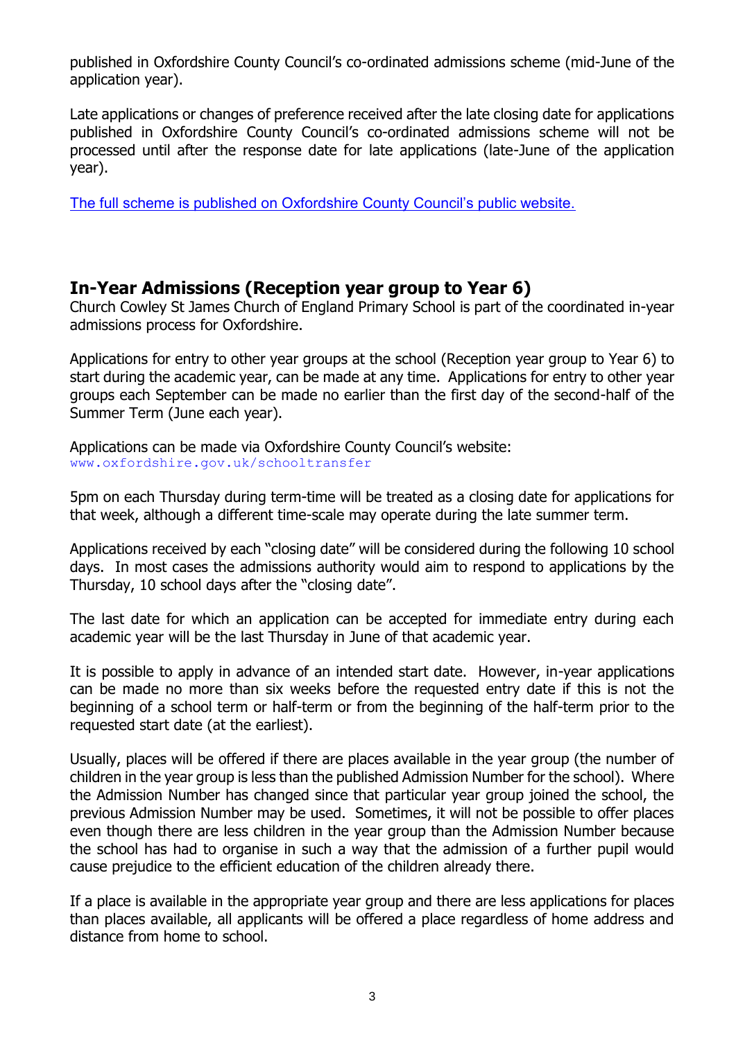published in Oxfordshire County Council's co-ordinated admissions scheme (mid-June of the application year).

Late applications or changes of preference received after the late closing date for applications published in Oxfordshire County Council's co-ordinated admissions scheme will not be processed until after the response date for late applications (late-June of the application year).

The full scheme is published on Oxfordshire County Council's public website.

## In-Year Admissions (Reception year group to Year 6)

Church Cowley St James Church of England Primary School is part of the coordinated in-year admissions process for Oxfordshire.

Applications for entry to other year groups at the school (Reception year group to Year 6) to start during the academic year, can be made at any time. Applications for entry to other year groups each September can be made no earlier than the first day of the second-half of the Summer Term (June each year).

Applications can be made via Oxfordshire County Council's website:
www.oxfordshire.gov.uk/schooltransfer

5pm on each Thursday during term-time will be treated as a closing date for applications for that week, although a different time-scale may operate during the late summer term.

Applications received by each "closing date" will be considered during the following 10 school days. In most cases the admissions authority would aim to respond to applications by the Thursday, 10 school days after the "closing date".

The last date for which an application can be accepted for immediate entry during each academic year will be the last Thursday in June of that academic year.

It is possible to apply in advance of an intended start date. However, in-year applications can be made no more than six weeks before the requested entry date if this is not the beginning of a school term or half-term or from the beginning of the half-term prior to the requested start date (at the earliest).

Usually, places will be offered if there are places available in the year group (the number of children in the year group is less than the published Admission Number for the school). Where the Admission Number has changed since that particular year group joined the school, the previous Admission Number may be used. Sometimes, it will not be possible to offer places even though there are less children in the year group than the Admission Number because the school has had to organise in such a way that the admission of a further pupil would cause prejudice to the efficient education of the children already there.

If a place is available in the appropriate year group and there are less applications for places than places available, all applicants will be offered a place regardless of home address and distance from home to school.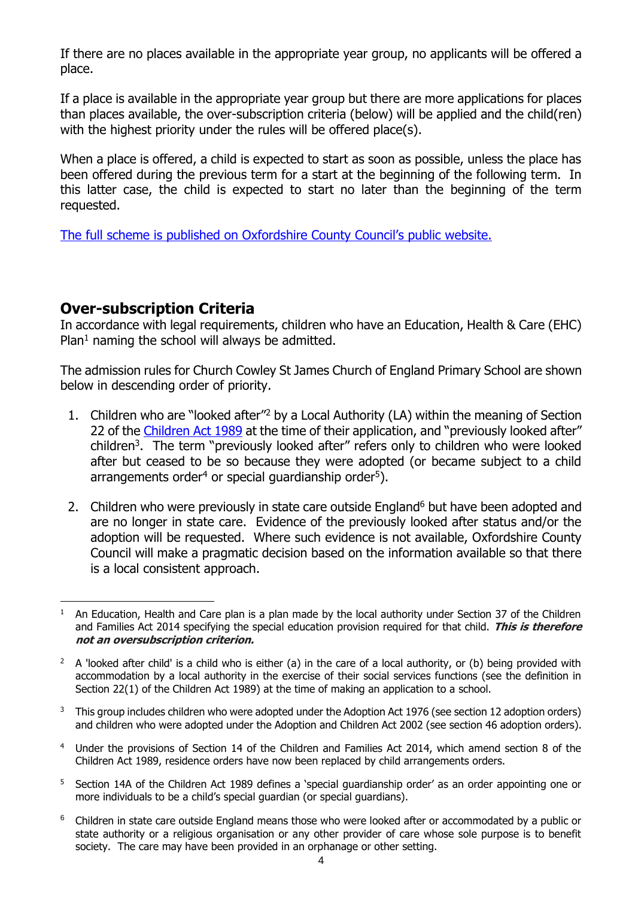If there are no places available in the appropriate year group, no applicants will be offered a place.

If a place is available in the appropriate year group but there are more applications for places than places available, the over-subscription criteria (below) will be applied and the child(ren) with the highest priority under the rules will be offered place(s).

When a place is offered, a child is expected to start as soon as possible, unless the place has been offered during the previous term for a start at the beginning of the following term. In this latter case, the child is expected to start no later than the beginning of the term requested.

[The full scheme is published on Oxfordshire County Council's public website.]

## Over-subscription Criteria

In accordance with legal requirements, children who have an Education, Health & Care (EHC) Plan[1] naming the school will always be admitted.

The admission rules for Church Cowley St James Church of England Primary School are shown below in descending order of priority.

1. Children who are "looked after"[2] by a Local Authority (LA) within the meaning of Section 22 of the Children Act 1989 at the time of their application, and "previously looked after" children[3]. The term "previously looked after" refers only to children who were looked after but ceased to be so because they were adopted (or became subject to a child arrangements order[4] or special guardianship order[5]).

2. Children who were previously in state care outside England[6] but have been adopted and are no longer in state care. Evidence of the previously looked after status and/or the adoption will be requested. Where such evidence is not available, Oxfordshire County Council will make a pragmatic decision based on the information available so that there is a local consistent approach.

---

[1] An Education, Health and Care plan is a plan made by the local authority under Section 37 of the Children and Families Act 2014 specifying the special education provision required for that child. ***This is therefore not an oversubscription criterion.***

[2] A 'looked after child' is a child who is either (a) in the care of a local authority, or (b) being provided with accommodation by a local authority in the exercise of their social services functions (see the definition in Section 22(1) of the Children Act 1989) at the time of making an application to a school.

[3] This group includes children who were adopted under the Adoption Act 1976 (see section 12 adoption orders) and children who were adopted under the Adoption and Children Act 2002 (see section 46 adoption orders).

[4] Under the provisions of Section 14 of the Children and Families Act 2014, which amend section 8 of the Children Act 1989, residence orders have now been replaced by child arrangements orders.

[5] Section 14A of the Children Act 1989 defines a 'special guardianship order' as an order appointing one or more individuals to be a child's special guardian (or special guardians).

[6] Children in state care outside England means those who were looked after or accommodated by a public or state authority or a religious organisation or any other provider of care whose sole purpose is to benefit society. The care may have been provided in an orphanage or other setting.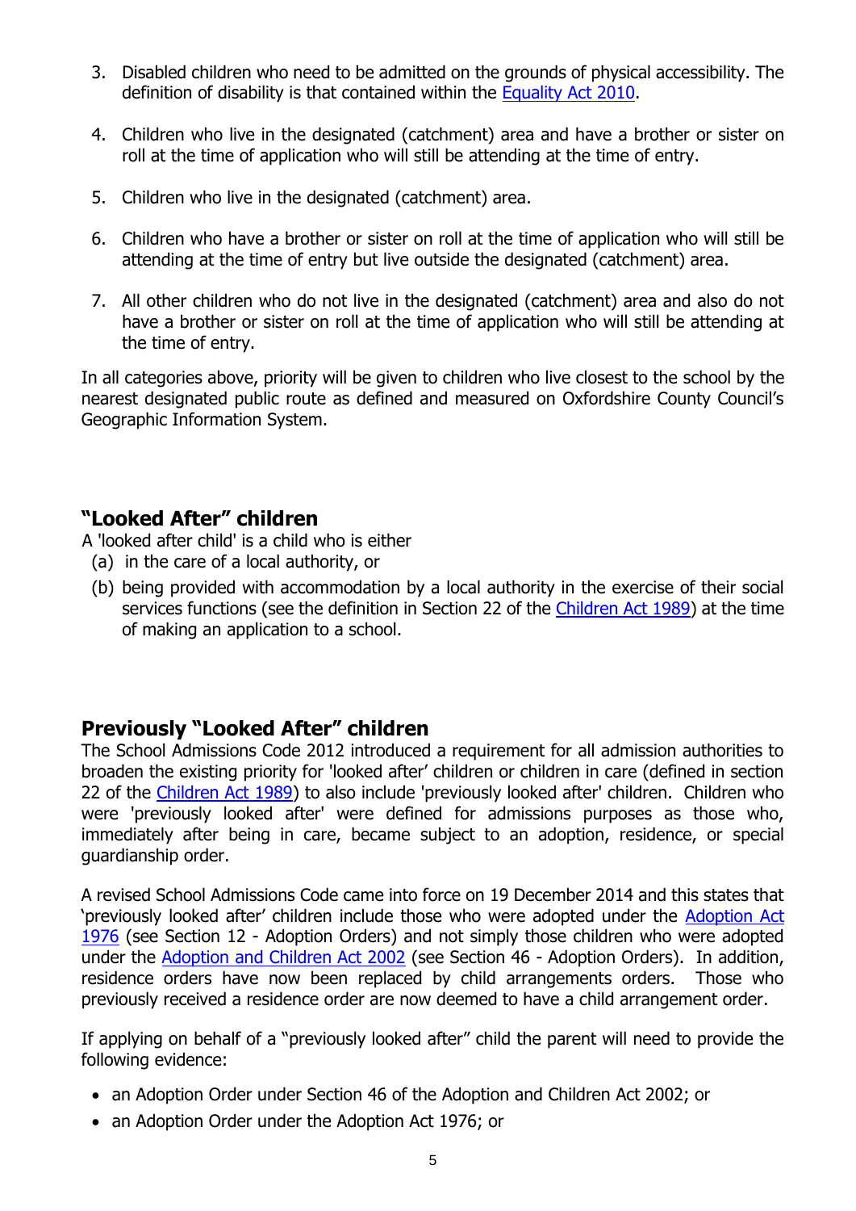3. Disabled children who need to be admitted on the grounds of physical accessibility. The definition of disability is that contained within the Equality Act 2010.

4. Children who live in the designated (catchment) area and have a brother or sister on roll at the time of application who will still be attending at the time of entry.

5. Children who live in the designated (catchment) area.

6. Children who have a brother or sister on roll at the time of application who will still be attending at the time of entry but live outside the designated (catchment) area.

7. All other children who do not live in the designated (catchment) area and also do not have a brother or sister on roll at the time of application who will still be attending at the time of entry.

In all categories above, priority will be given to children who live closest to the school by the nearest designated public route as defined and measured on Oxfordshire County Council's Geographic Information System.

## "Looked After" children

A 'looked after child' is a child who is either

(a) in the care of a local authority, or

(b) being provided with accommodation by a local authority in the exercise of their social services functions (see the definition in Section 22 of the Children Act 1989) at the time of making an application to a school.

## Previously "Looked After" children

The School Admissions Code 2012 introduced a requirement for all admission authorities to broaden the existing priority for 'looked after' children or children in care (defined in section 22 of the Children Act 1989) to also include 'previously looked after' children. Children who were 'previously looked after' were defined for admissions purposes as those who, immediately after being in care, became subject to an adoption, residence, or special guardianship order.

A revised School Admissions Code came into force on 19 December 2014 and this states that 'previously looked after' children include those who were adopted under the Adoption Act 1976 (see Section 12 - Adoption Orders) and not simply those children who were adopted under the Adoption and Children Act 2002 (see Section 46 - Adoption Orders). In addition, residence orders have now been replaced by child arrangements orders. Those who previously received a residence order are now deemed to have a child arrangement order.

If applying on behalf of a "previously looked after" child the parent will need to provide the following evidence:

- an Adoption Order under Section 46 of the Adoption and Children Act 2002; or
- an Adoption Order under the Adoption Act 1976; or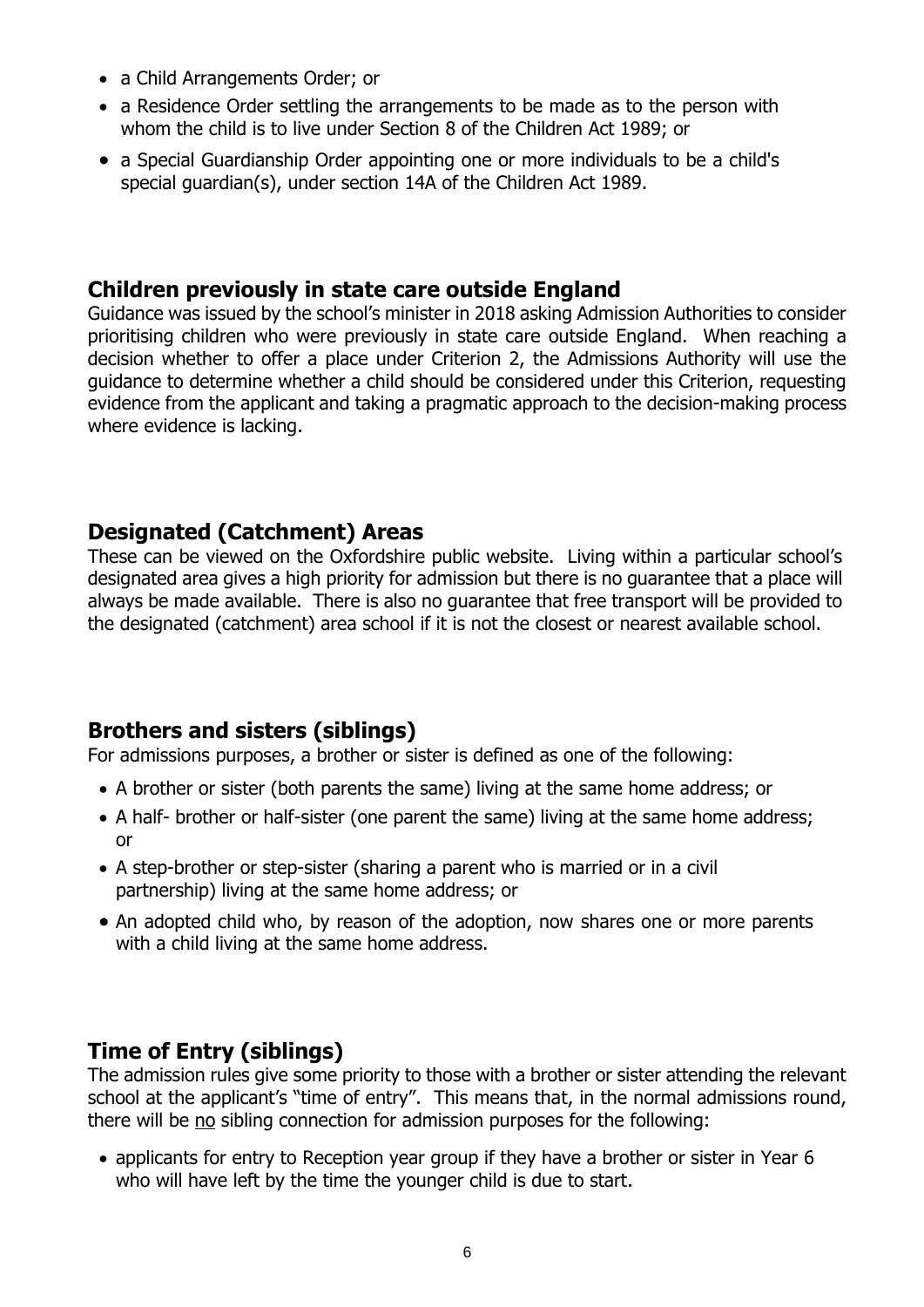- a Child Arrangements Order; or
- a Residence Order settling the arrangements to be made as to the person with whom the child is to live under Section 8 of the Children Act 1989; or
- a Special Guardianship Order appointing one or more individuals to be a child's special guardian(s), under section 14A of the Children Act 1989.

## Children previously in state care outside England

Guidance was issued by the school's minister in 2018 asking Admission Authorities to consider prioritising children who were previously in state care outside England. When reaching a decision whether to offer a place under Criterion 2, the Admissions Authority will use the guidance to determine whether a child should be considered under this Criterion, requesting evidence from the applicant and taking a pragmatic approach to the decision-making process where evidence is lacking.

## Designated (Catchment) Areas

These can be viewed on the Oxfordshire public website. Living within a particular school's designated area gives a high priority for admission but there is no guarantee that a place will always be made available. There is also no guarantee that free transport will be provided to the designated (catchment) area school if it is not the closest or nearest available school.

## Brothers and sisters (siblings)

For admissions purposes, a brother or sister is defined as one of the following:

- A brother or sister (both parents the same) living at the same home address; or
- A half- brother or half-sister (one parent the same) living at the same home address; or
- A step-brother or step-sister (sharing a parent who is married or in a civil partnership) living at the same home address; or
- An adopted child who, by reason of the adoption, now shares one or more parents with a child living at the same home address.

## Time of Entry (siblings)

The admission rules give some priority to those with a brother or sister attending the relevant school at the applicant's "time of entry". This means that, in the normal admissions round, there will be no sibling connection for admission purposes for the following:

- applicants for entry to Reception year group if they have a brother or sister in Year 6 who will have left by the time the younger child is due to start.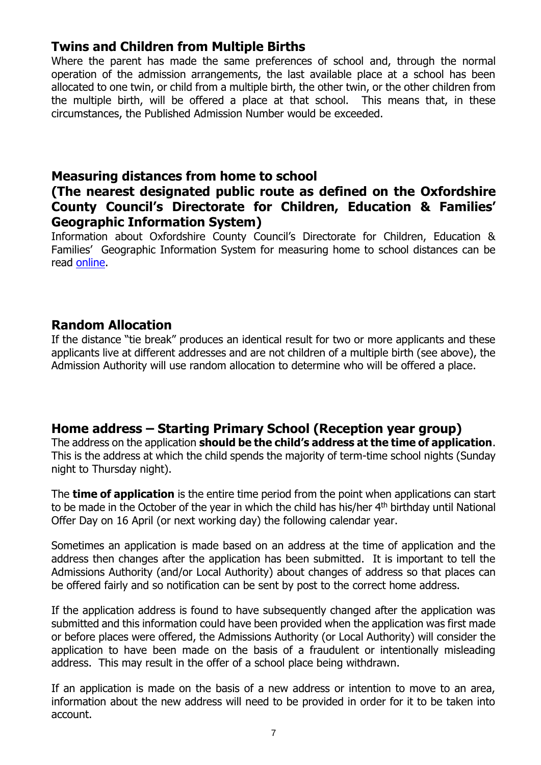## Twins and Children from Multiple Births

Where the parent has made the same preferences of school and, through the normal operation of the admission arrangements, the last available place at a school has been allocated to one twin, or child from a multiple birth, the other twin, or the other children from the multiple birth, will be offered a place at that school. This means that, in these circumstances, the Published Admission Number would be exceeded.

## Measuring distances from home to school

## (The nearest designated public route as defined on the Oxfordshire County Council's Directorate for Children, Education & Families' Geographic Information System)

Information about Oxfordshire County Council's Directorate for Children, Education & Families' Geographic Information System for measuring home to school distances can be read online.

## Random Allocation

If the distance "tie break" produces an identical result for two or more applicants and these applicants live at different addresses and are not children of a multiple birth (see above), the Admission Authority will use random allocation to determine who will be offered a place.

## Home address – Starting Primary School (Reception year group)

The address on the application **should be the child's address at the time of application**. This is the address at which the child spends the majority of term-time school nights (Sunday night to Thursday night).

The **time of application** is the entire time period from the point when applications can start to be made in the October of the year in which the child has his/her 4th birthday until National Offer Day on 16 April (or next working day) the following calendar year.

Sometimes an application is made based on an address at the time of application and the address then changes after the application has been submitted. It is important to tell the Admissions Authority (and/or Local Authority) about changes of address so that places can be offered fairly and so notification can be sent by post to the correct home address.

If the application address is found to have subsequently changed after the application was submitted and this information could have been provided when the application was first made or before places were offered, the Admissions Authority (or Local Authority) will consider the application to have been made on the basis of a fraudulent or intentionally misleading address. This may result in the offer of a school place being withdrawn.

If an application is made on the basis of a new address or intention to move to an area, information about the new address will need to be provided in order for it to be taken into account.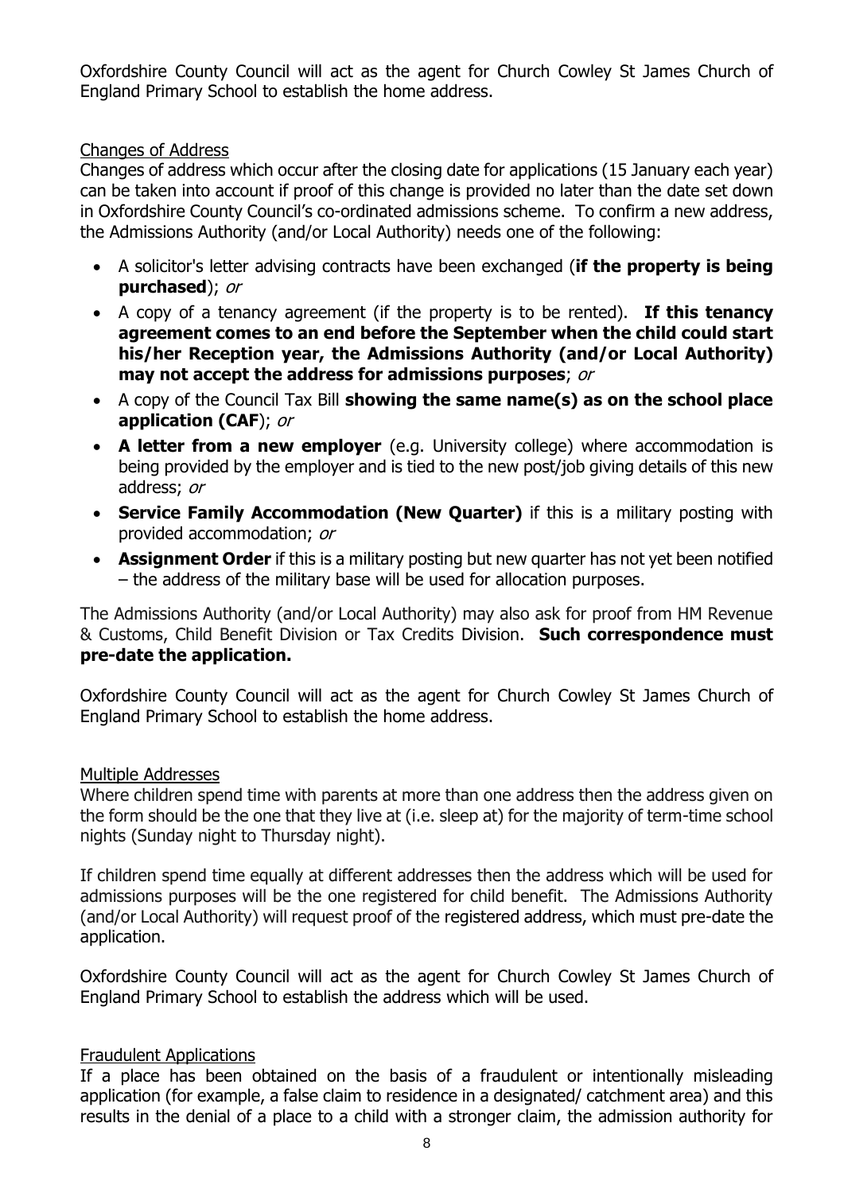Oxfordshire County Council will act as the agent for Church Cowley St James Church of England Primary School to establish the home address.

### Changes of Address

Changes of address which occur after the closing date for applications (15 January each year) can be taken into account if proof of this change is provided no later than the date set down in Oxfordshire County Council's co-ordinated admissions scheme. To confirm a new address, the Admissions Authority (and/or Local Authority) needs one of the following:

- A solicitor's letter advising contracts have been exchanged (**if the property is being purchased**); *or*
- A copy of a tenancy agreement (if the property is to be rented). **If this tenancy agreement comes to an end before the September when the child could start his/her Reception year, the Admissions Authority (and/or Local Authority) may not accept the address for admissions purposes**; *or*
- A copy of the Council Tax Bill **showing the same name(s) as on the school place application (CAF**); *or*
- **A letter from a new employer** (e.g. University college) where accommodation is being provided by the employer and is tied to the new post/job giving details of this new address; *or*
- **Service Family Accommodation (New Quarter)** if this is a military posting with provided accommodation; *or*
- **Assignment Order** if this is a military posting but new quarter has not yet been notified – the address of the military base will be used for allocation purposes.

The Admissions Authority (and/or Local Authority) may also ask for proof from HM Revenue & Customs, Child Benefit Division or Tax Credits Division. **Such correspondence must pre-date the application.**

Oxfordshire County Council will act as the agent for Church Cowley St James Church of England Primary School to establish the home address.

### Multiple Addresses

Where children spend time with parents at more than one address then the address given on the form should be the one that they live at (i.e. sleep at) for the majority of term-time school nights (Sunday night to Thursday night).

If children spend time equally at different addresses then the address which will be used for admissions purposes will be the one registered for child benefit. The Admissions Authority (and/or Local Authority) will request proof of the registered address, which must pre-date the application.

Oxfordshire County Council will act as the agent for Church Cowley St James Church of England Primary School to establish the address which will be used.

### Fraudulent Applications

If a place has been obtained on the basis of a fraudulent or intentionally misleading application (for example, a false claim to residence in a designated/ catchment area) and this results in the denial of a place to a child with a stronger claim, the admission authority for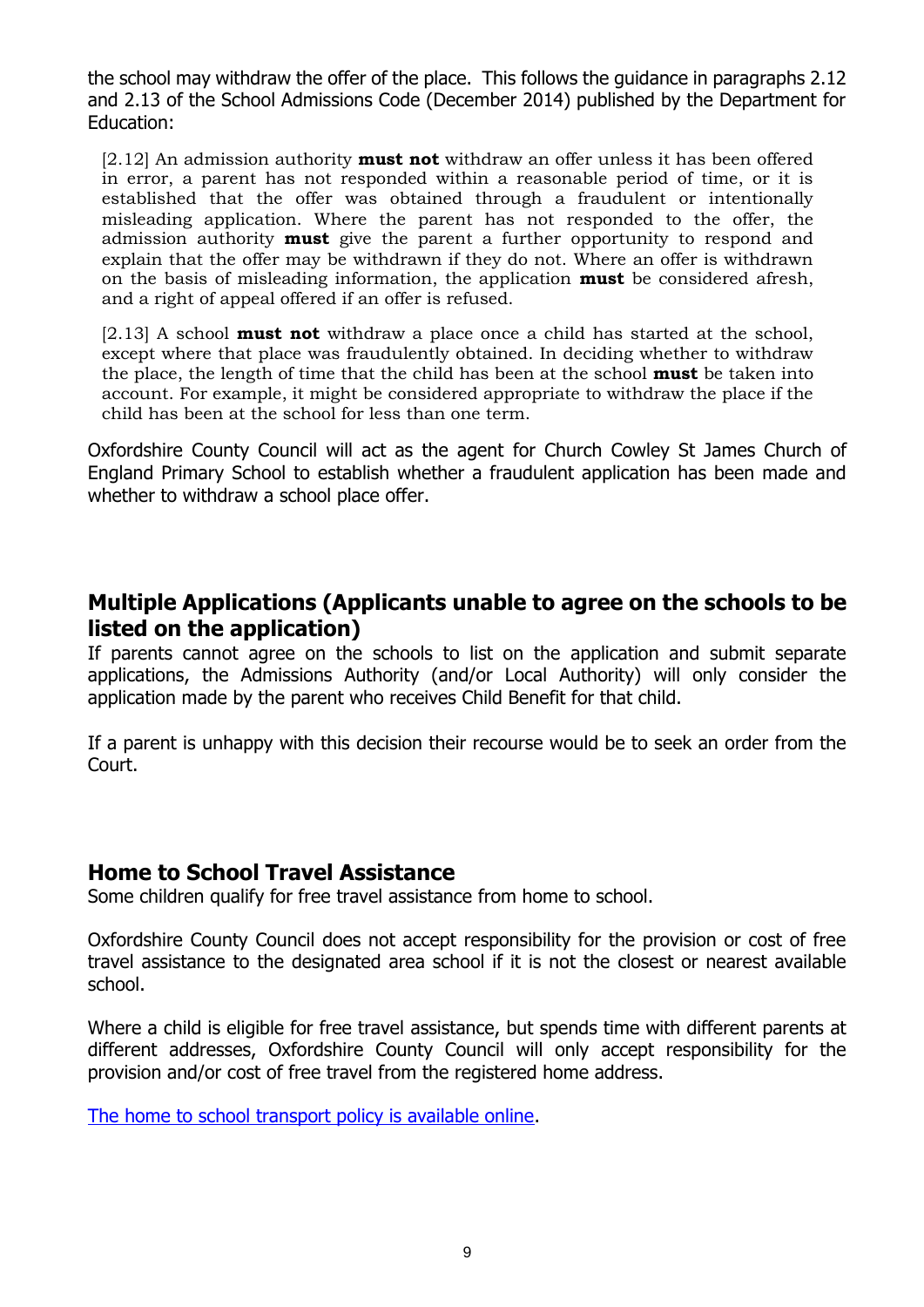the school may withdraw the offer of the place. This follows the guidance in paragraphs 2.12 and 2.13 of the School Admissions Code (December 2014) published by the Department for Education:

> [2.12] An admission authority **must not** withdraw an offer unless it has been offered in error, a parent has not responded within a reasonable period of time, or it is established that the offer was obtained through a fraudulent or intentionally misleading application. Where the parent has not responded to the offer, the admission authority **must** give the parent a further opportunity to respond and explain that the offer may be withdrawn if they do not. Where an offer is withdrawn on the basis of misleading information, the application **must** be considered afresh, and a right of appeal offered if an offer is refused.
>
> [2.13] A school **must not** withdraw a place once a child has started at the school, except where that place was fraudulently obtained. In deciding whether to withdraw the place, the length of time that the child has been at the school **must** be taken into account. For example, it might be considered appropriate to withdraw the place if the child has been at the school for less than one term.

Oxfordshire County Council will act as the agent for Church Cowley St James Church of England Primary School to establish whether a fraudulent application has been made and whether to withdraw a school place offer.

## Multiple Applications (Applicants unable to agree on the schools to be listed on the application)

If parents cannot agree on the schools to list on the application and submit separate applications, the Admissions Authority (and/or Local Authority) will only consider the application made by the parent who receives Child Benefit for that child.

If a parent is unhappy with this decision their recourse would be to seek an order from the Court.

## Home to School Travel Assistance

Some children qualify for free travel assistance from home to school.

Oxfordshire County Council does not accept responsibility for the provision or cost of free travel assistance to the designated area school if it is not the closest or nearest available school.

Where a child is eligible for free travel assistance, but spends time with different parents at different addresses, Oxfordshire County Council will only accept responsibility for the provision and/or cost of free travel from the registered home address.

The home to school transport policy is available online.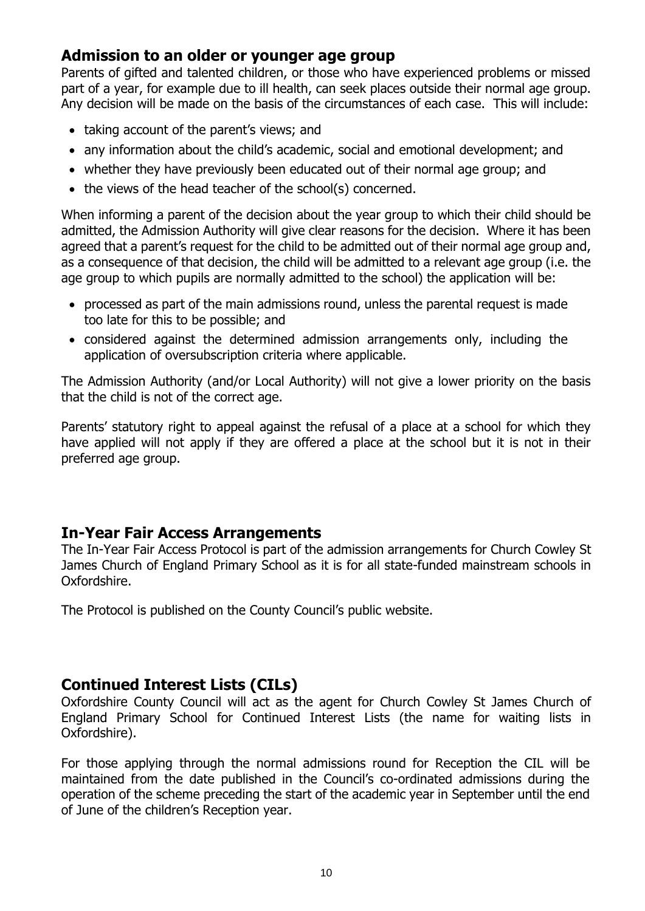## Admission to an older or younger age group

Parents of gifted and talented children, or those who have experienced problems or missed part of a year, for example due to ill health, can seek places outside their normal age group. Any decision will be made on the basis of the circumstances of each case. This will include:

- taking account of the parent's views; and
- any information about the child's academic, social and emotional development; and
- whether they have previously been educated out of their normal age group; and
- the views of the head teacher of the school(s) concerned.

When informing a parent of the decision about the year group to which their child should be admitted, the Admission Authority will give clear reasons for the decision. Where it has been agreed that a parent's request for the child to be admitted out of their normal age group and, as a consequence of that decision, the child will be admitted to a relevant age group (i.e. the age group to which pupils are normally admitted to the school) the application will be:

- processed as part of the main admissions round, unless the parental request is made too late for this to be possible; and
- considered against the determined admission arrangements only, including the application of oversubscription criteria where applicable.

The Admission Authority (and/or Local Authority) will not give a lower priority on the basis that the child is not of the correct age.

Parents' statutory right to appeal against the refusal of a place at a school for which they have applied will not apply if they are offered a place at the school but it is not in their preferred age group.

## In-Year Fair Access Arrangements

The In-Year Fair Access Protocol is part of the admission arrangements for Church Cowley St James Church of England Primary School as it is for all state-funded mainstream schools in Oxfordshire.

The Protocol is published on the County Council's public website.

## Continued Interest Lists (CILs)

Oxfordshire County Council will act as the agent for Church Cowley St James Church of England Primary School for Continued Interest Lists (the name for waiting lists in Oxfordshire).

For those applying through the normal admissions round for Reception the CIL will be maintained from the date published in the Council's co-ordinated admissions during the operation of the scheme preceding the start of the academic year in September until the end of June of the children's Reception year.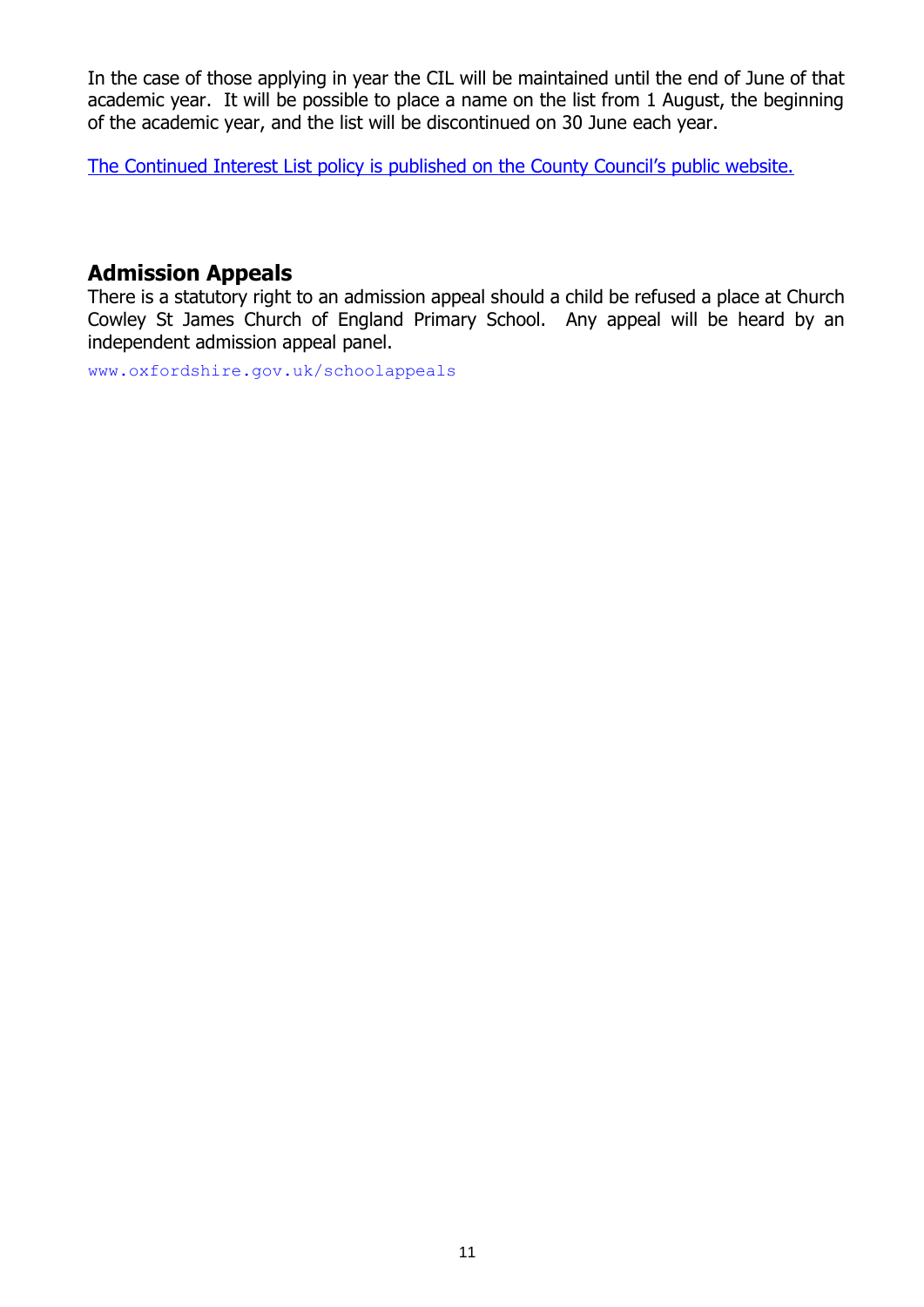In the case of those applying in year the CIL will be maintained until the end of June of that academic year. It will be possible to place a name on the list from 1 August, the beginning of the academic year, and the list will be discontinued on 30 June each year.

The Continued Interest List policy is published on the County Council's public website.

## Admission Appeals

There is a statutory right to an admission appeal should a child be refused a place at Church Cowley St James Church of England Primary School. Any appeal will be heard by an independent admission appeal panel.

www.oxfordshire.gov.uk/schoolappeals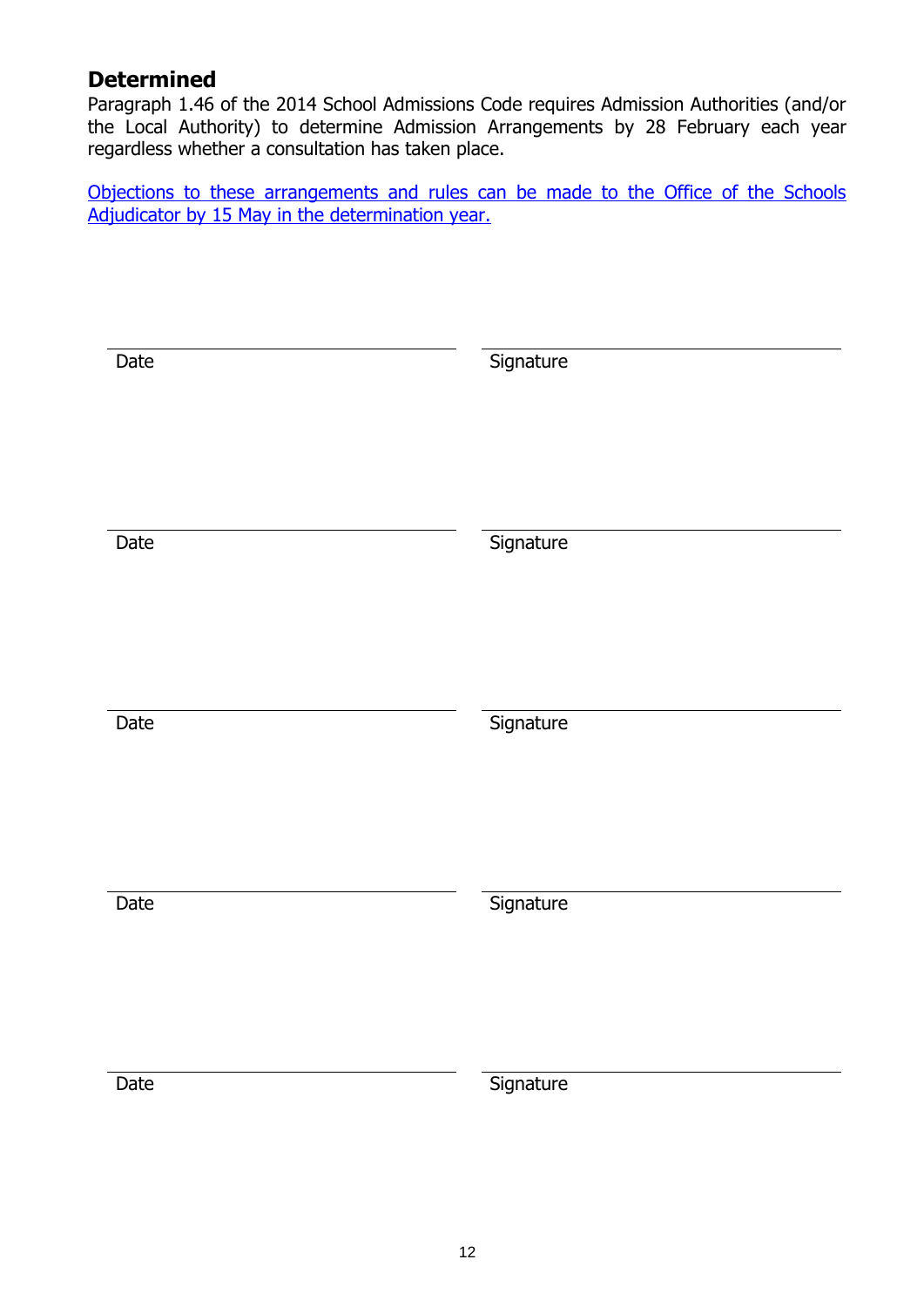## Determined

Paragraph 1.46 of the 2014 School Admissions Code requires Admission Authorities (and/or the Local Authority) to determine Admission Arrangements by 28 February each year regardless whether a consultation has taken place.

Objections to these arrangements and rules can be made to the Office of the Schools Adjudicator by 15 May in the determination year.

| | |
|---|---|
| Date | Signature |
| Date | Signature |
| Date | Signature |
| Date | Signature |
| Date | Signature |